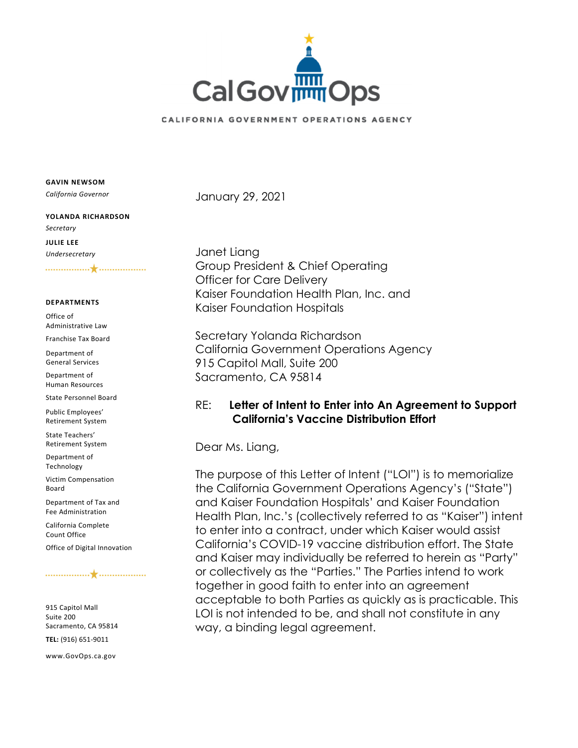CalGovOps

CALIFORNIA GOVERNMENT OPERATIONS AGENCY

**GAVIN NEWSOM**
*California Governor*

**YOLANDA RICHARDSON**
*Secretary*

**JULIE LEE**
*Undersecretary*

**DEPARTMENTS**

Office of Administrative Law

Franchise Tax Board

Department of General Services

Department of Human Resources

State Personnel Board

Public Employees' Retirement System

State Teachers' Retirement System

Department of Technology

Victim Compensation Board

Department of Tax and Fee Administration

California Complete Count Office

Office of Digital Innovation

915 Capitol Mall
Suite 200
Sacramento, CA 95814

**TEL:** (916) 651-9011

www.GovOps.ca.gov

January 29, 2021

Janet Liang
Group President & Chief Operating Officer for Care Delivery
Kaiser Foundation Health Plan, Inc. and
Kaiser Foundation Hospitals

Secretary Yolanda Richardson
California Government Operations Agency
915 Capitol Mall, Suite 200
Sacramento, CA 95814

RE: **Letter of Intent to Enter into An Agreement to Support California's Vaccine Distribution Effort**

Dear Ms. Liang,

The purpose of this Letter of Intent ("LOI") is to memorialize the California Government Operations Agency's ("State") and Kaiser Foundation Hospitals' and Kaiser Foundation Health Plan, Inc.'s (collectively referred to as "Kaiser") intent to enter into a contract, under which Kaiser would assist California's COVID-19 vaccine distribution effort. The State and Kaiser may individually be referred to herein as "Party" or collectively as the "Parties." The Parties intend to work together in good faith to enter into an agreement acceptable to both Parties as quickly as is practicable. This LOI is not intended to be, and shall not constitute in any way, a binding legal agreement.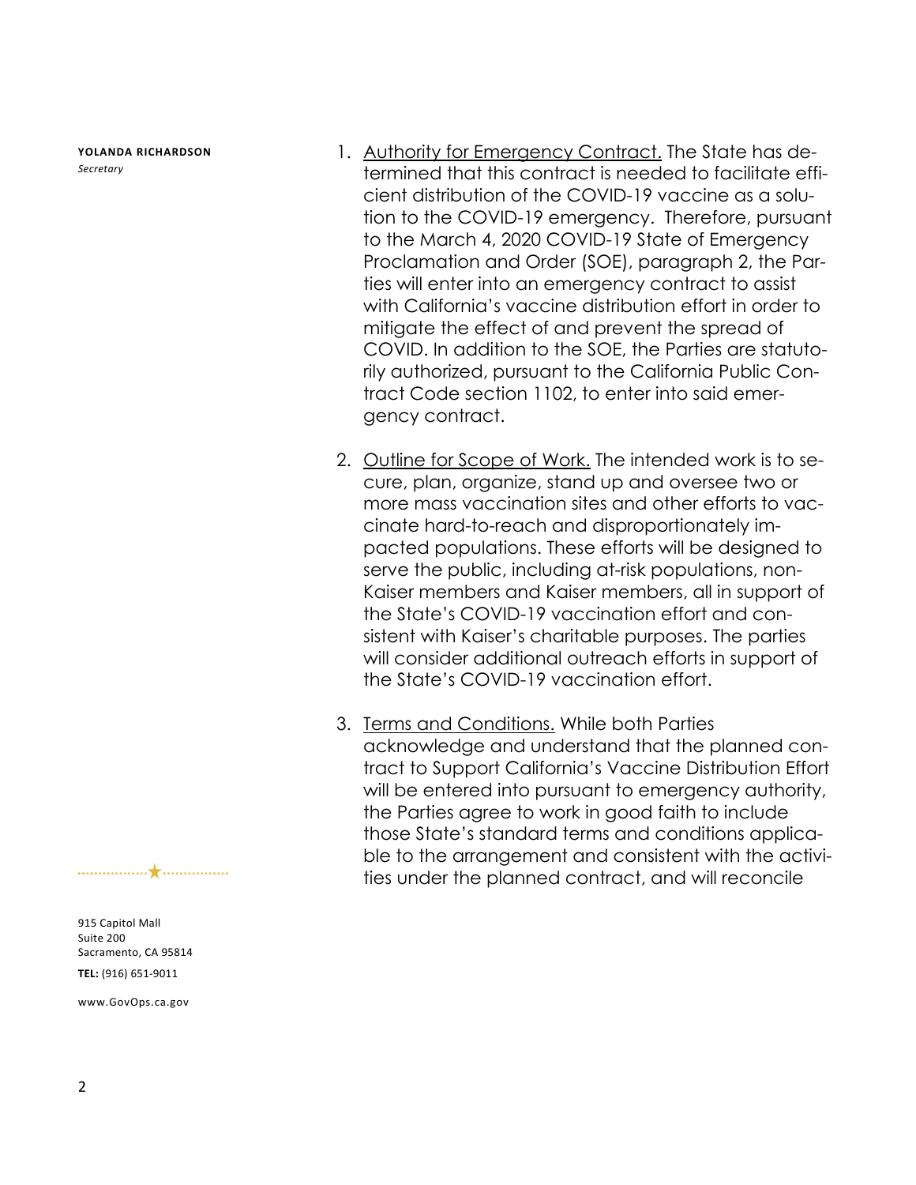**YOLANDA RICHARDSON**
*Secretary*

1. Authority for Emergency Contract. The State has determined that this contract is needed to facilitate efficient distribution of the COVID-19 vaccine as a solution to the COVID-19 emergency. Therefore, pursuant to the March 4, 2020 COVID-19 State of Emergency Proclamation and Order (SOE), paragraph 2, the Parties will enter into an emergency contract to assist with California's vaccine distribution effort in order to mitigate the effect of and prevent the spread of COVID. In addition to the SOE, the Parties are statutorily authorized, pursuant to the California Public Contract Code section 1102, to enter into said emergency contract.

2. Outline for Scope of Work. The intended work is to secure, plan, organize, stand up and oversee two or more mass vaccination sites and other efforts to vaccinate hard-to-reach and disproportionately impacted populations. These efforts will be designed to serve the public, including at-risk populations, non-Kaiser members and Kaiser members, all in support of the State's COVID-19 vaccination effort and consistent with Kaiser's charitable purposes. The parties will consider additional outreach efforts in support of the State's COVID-19 vaccination effort.

3. Terms and Conditions. While both Parties acknowledge and understand that the planned contract to Support California's Vaccine Distribution Effort will be entered into pursuant to emergency authority, the Parties agree to work in good faith to include those State's standard terms and conditions applicable to the arrangement and consistent with the activities under the planned contract, and will reconcile

915 Capitol Mall
Suite 200
Sacramento, CA 95814

**TEL:** (916) 651-9011

www.GovOps.ca.gov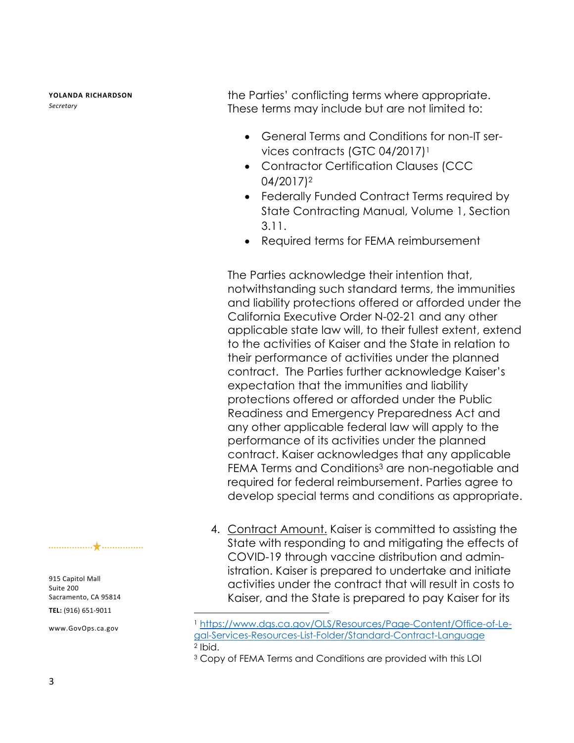YOLANDA RICHARDSON
*Secretary*

the Parties' conflicting terms where appropriate. These terms may include but are not limited to:

- General Terms and Conditions for non-IT services contracts (GTC 04/2017)[1]
- Contractor Certification Clauses (CCC 04/2017)[2]
- Federally Funded Contract Terms required by State Contracting Manual, Volume 1, Section 3.11.
- Required terms for FEMA reimbursement

The Parties acknowledge their intention that, notwithstanding such standard terms, the immunities and liability protections offered or afforded under the California Executive Order N-02-21 and any other applicable state law will, to their fullest extent, extend to the activities of Kaiser and the State in relation to their performance of activities under the planned contract. The Parties further acknowledge Kaiser's expectation that the immunities and liability protections offered or afforded under the Public Readiness and Emergency Preparedness Act and any other applicable federal law will apply to the performance of its activities under the planned contract. Kaiser acknowledges that any applicable FEMA Terms and Conditions[3] are non-negotiable and required for federal reimbursement. Parties agree to develop special terms and conditions as appropriate.

4. Contract Amount. Kaiser is committed to assisting the State with responding to and mitigating the effects of COVID-19 through vaccine distribution and administration. Kaiser is prepared to undertake and initiate activities under the contract that will result in costs to Kaiser, and the State is prepared to pay Kaiser for its

915 Capitol Mall
Suite 200
Sacramento, CA 95814
**TEL:** (916) 651-9011

www.GovOps.ca.gov

---

[1] https://www.dgs.ca.gov/OLS/Resources/Page-Content/Office-of-Legal-Services-Resources-List-Folder/Standard-Contract-Language

[2] Ibid.

[3] Copy of FEMA Terms and Conditions are provided with this LOI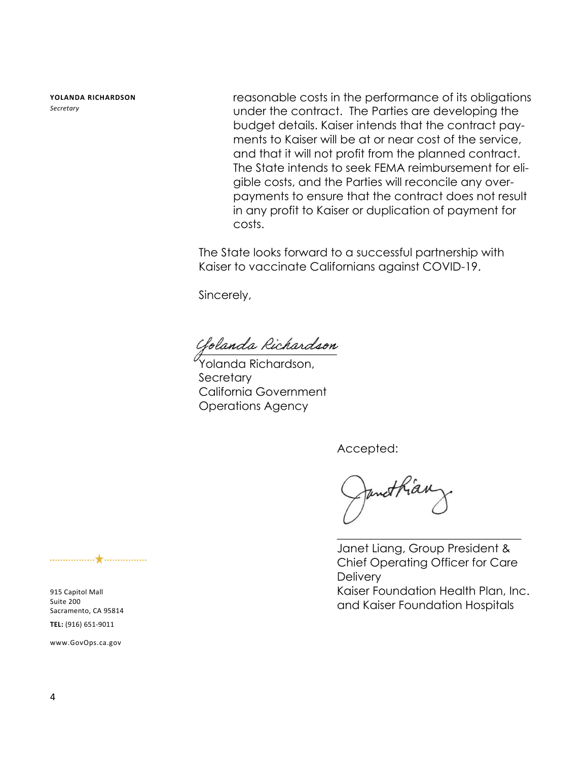**YOLANDA RICHARDSON**
*Secretary*

reasonable costs in the performance of its obligations under the contract. The Parties are developing the budget details. Kaiser intends that the contract payments to Kaiser will be at or near cost of the service, and that it will not profit from the planned contract. The State intends to seek FEMA reimbursement for eligible costs, and the Parties will reconcile any overpayments to ensure that the contract does not result in any profit to Kaiser or duplication of payment for costs.

The State looks forward to a successful partnership with Kaiser to vaccinate Californians against COVID-19.

Sincerely,

Yolanda Richardson

Yolanda Richardson,
Secretary
California Government
Operations Agency

Accepted:

Janet Liang

Janet Liang, Group President & Chief Operating Officer for Care Delivery
Kaiser Foundation Health Plan, Inc. and Kaiser Foundation Hospitals

915 Capitol Mall
Suite 200
Sacramento, CA 95814

**TEL:** (916) 651-9011

www.GovOps.ca.gov